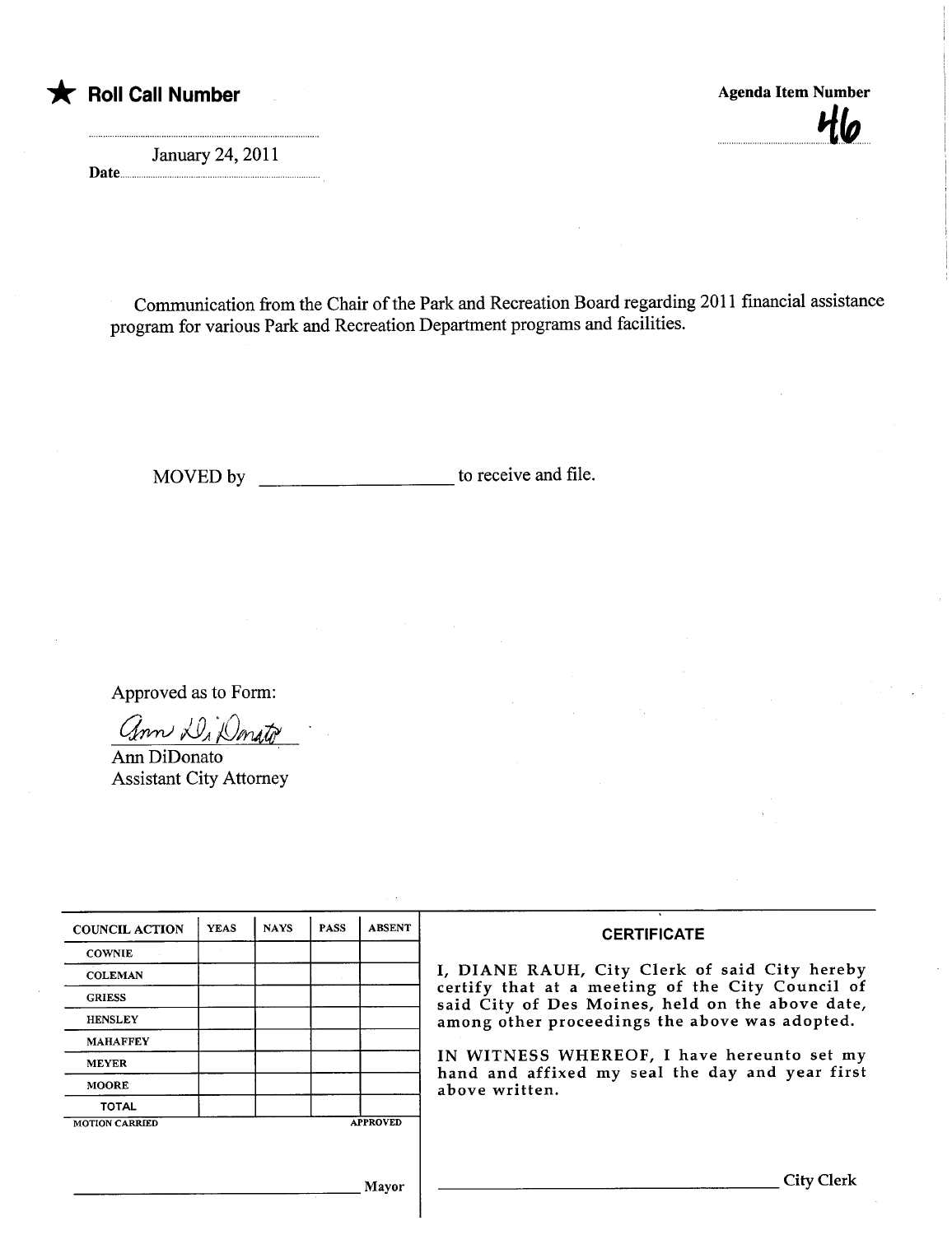★ **Roll Call Number**

Date: January 24, 2011

**Agenda Item Number**

46

Communication from the Chair of the Park and Recreation Board regarding 2011 financial assistance program for various Park and Recreation Department programs and facilities.

MOVED by ____________________ to receive and file.

Approved as to Form:

Ann DiDonato
Ann DiDonato
Assistant City Attorney

| COUNCIL ACTION | YEAS | NAYS | PASS | ABSENT |
|---|---|---|---|---|
| COWNIE | | | | |
| COLEMAN | | | | |
| GRIESS | | | | |
| HENSLEY | | | | |
| MAHAFFEY | | | | |
| MEYER | | | | |
| MOORE | | | | |
| TOTAL | | | | |

MOTION CARRIED APPROVED

______________________________ Mayor

**CERTIFICATE**

I, DIANE RAUH, City Clerk of said City hereby certify that at a meeting of the City Council of said City of Des Moines, held on the above date, among other proceedings the above was adopted.

IN WITNESS WHEREOF, I have hereunto set my hand and affixed my seal the day and year first above written.

______________________________ City Clerk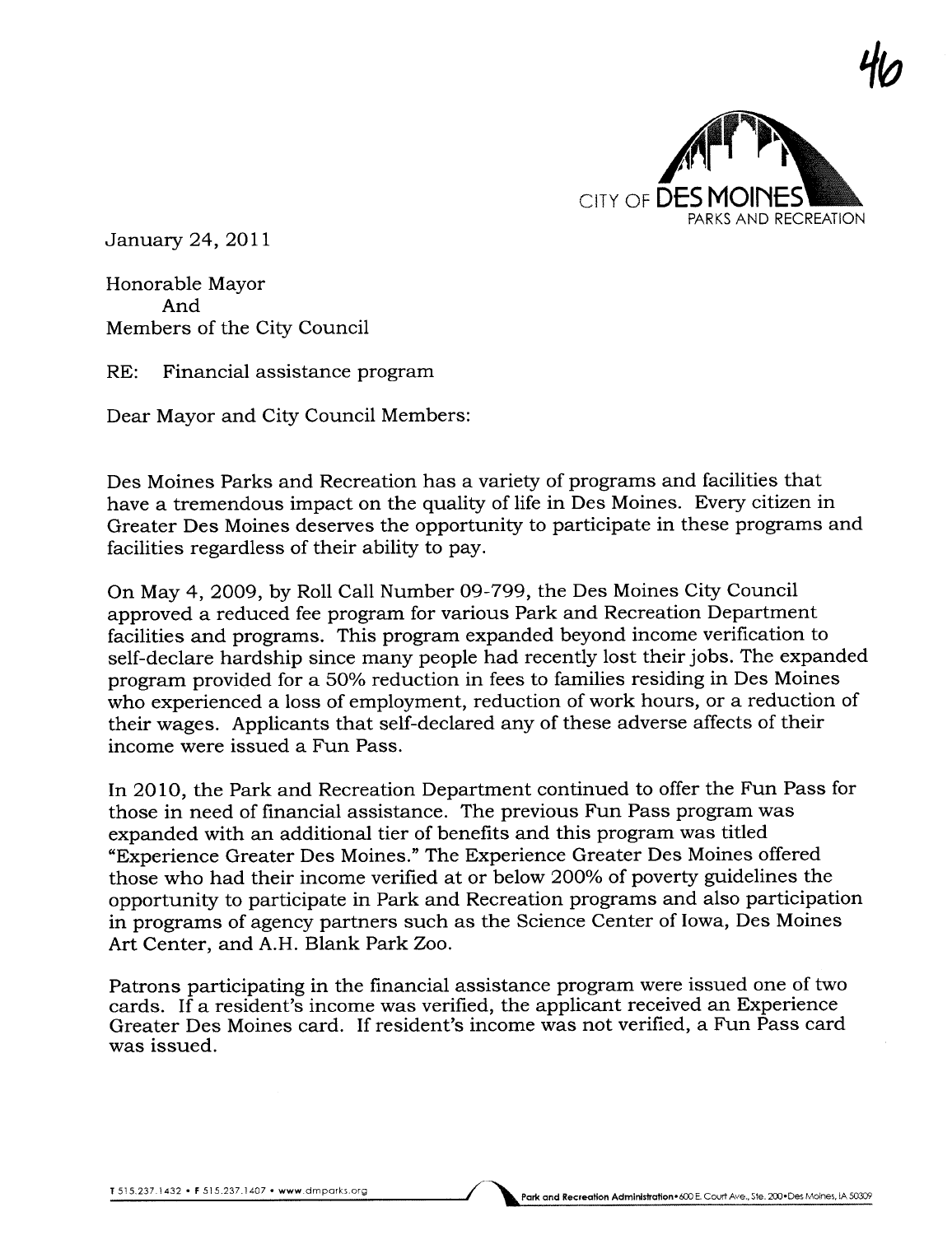46

CITY OF DES MOINES
PARKS AND RECREATION

January 24, 2011

Honorable Mayor
And
Members of the City Council

RE: Financial assistance program

Dear Mayor and City Council Members:

Des Moines Parks and Recreation has a variety of programs and facilities that have a tremendous impact on the quality of life in Des Moines. Every citizen in Greater Des Moines deserves the opportunity to participate in these programs and facilities regardless of their ability to pay.

On May 4, 2009, by Roll Call Number 09-799, the Des Moines City Council approved a reduced fee program for various Park and Recreation Department facilities and programs. This program expanded beyond income verification to self-declare hardship since many people had recently lost their jobs. The expanded program provided for a 50% reduction in fees to families residing in Des Moines who experienced a loss of employment, reduction of work hours, or a reduction of their wages. Applicants that self-declared any of these adverse affects of their income were issued a Fun Pass.

In 2010, the Park and Recreation Department continued to offer the Fun Pass for those in need of financial assistance. The previous Fun Pass program was expanded with an additional tier of benefits and this program was titled "Experience Greater Des Moines." The Experience Greater Des Moines offered those who had their income verified at or below 200% of poverty guidelines the opportunity to participate in Park and Recreation programs and also participation in programs of agency partners such as the Science Center of Iowa, Des Moines Art Center, and A.H. Blank Park Zoo.

Patrons participating in the financial assistance program were issued one of two cards. If a resident's income was verified, the applicant received an Experience Greater Des Moines card. If resident's income was not verified, a Fun Pass card was issued.

T 515.237.1432 • F 515.237.1407 • www.dmparks.org Park and Recreation Administration • 600 E. Court Ave., Ste. 200 • Des Moines, IA 50309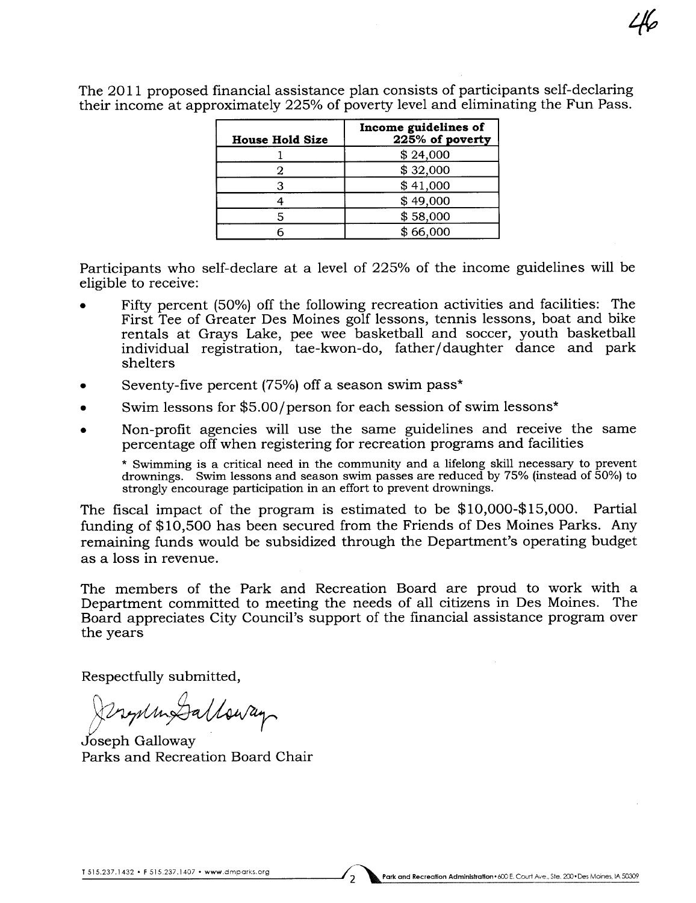The 2011 proposed financial assistance plan consists of participants self-declaring their income at approximately 225% of poverty level and eliminating the Fun Pass.

| House Hold Size | Income guidelines of 225% of poverty |
|---|---|
| 1 | $ 24,000 |
| 2 | $ 32,000 |
| 3 | $ 41,000 |
| 4 | $ 49,000 |
| 5 | $ 58,000 |
| 6 | $ 66,000 |

Participants who self-declare at a level of 225% of the income guidelines will be eligible to receive:

- Fifty percent (50%) off the following recreation activities and facilities: The First Tee of Greater Des Moines golf lessons, tennis lessons, boat and bike rentals at Grays Lake, pee wee basketball and soccer, youth basketball individual registration, tae-kwon-do, father/daughter dance and park shelters
- Seventy-five percent (75%) off a season swim pass*
- Swim lessons for $5.00/person for each session of swim lessons*
- Non-profit agencies will use the same guidelines and receive the same percentage off when registering for recreation programs and facilities

  \* Swimming is a critical need in the community and a lifelong skill necessary to prevent drownings. Swim lessons and season swim passes are reduced by 75% (instead of 50%) to strongly encourage participation in an effort to prevent drownings.

The fiscal impact of the program is estimated to be $10,000-$15,000. Partial funding of $10,500 has been secured from the Friends of Des Moines Parks. Any remaining funds would be subsidized through the Department's operating budget as a loss in revenue.

The members of the Park and Recreation Board are proud to work with a Department committed to meeting the needs of all citizens in Des Moines. The Board appreciates City Council's support of the financial assistance program over the years

Respectfully submitted,

Joseph Galloway
Parks and Recreation Board Chair

T 515.237.1432 • F 515.237.1407 • www.dmparks.org

Park and Recreation Administration • 600 E. Court Ave., Ste. 200 • Des Moines, IA 50309